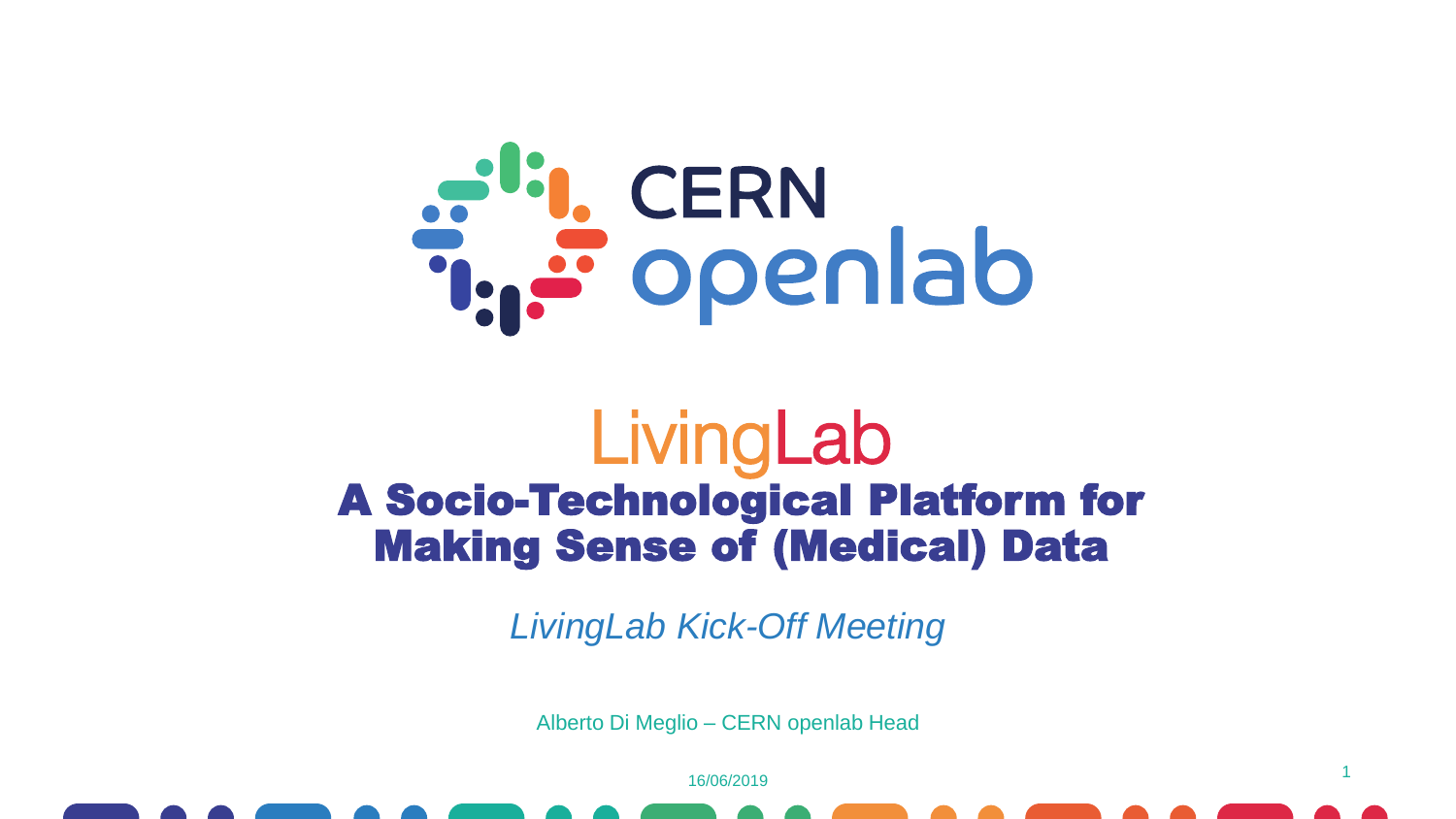CERN openlab

# LivingLab

## A Socio-Technological Platform for Making Sense of (Medical) Data

*LivingLab Kick-Off Meeting*

Alberto Di Meglio – CERN openlab Head

16/06/2019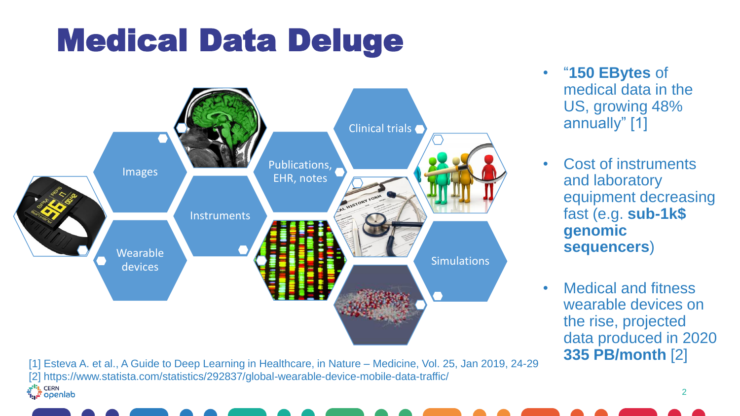# Medical Data Deluge

Images

Wearable devices

Instruments

Publications, EHR, notes

Clinical trials

Simulations

- "**150 EBytes** of medical data in the US, growing 48% annually" [1]
- Cost of instruments and laboratory equipment decreasing fast (e.g. **sub-1k$ genomic sequencers**)
- Medical and fitness wearable devices on the rise, projected data produced in 2020 **335 PB/month** [2]

[1] Esteva A. et al., A Guide to Deep Learning in Healthcare, in Nature – Medicine, Vol. 25, Jan 2019, 24-29
[2] https://www.statista.com/statistics/292837/global-wearable-device-mobile-data-traffic/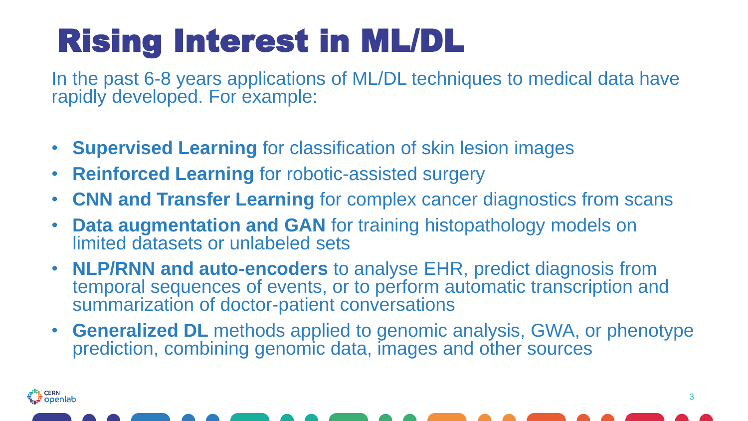# Rising Interest in ML/DL

In the past 6-8 years applications of ML/DL techniques to medical data have rapidly developed. For example:

- **Supervised Learning** for classification of skin lesion images
- **Reinforced Learning** for robotic-assisted surgery
- **CNN and Transfer Learning** for complex cancer diagnostics from scans
- **Data augmentation and GAN** for training histopathology models on limited datasets or unlabeled sets
- **NLP/RNN and auto-encoders** to analyse EHR, predict diagnosis from temporal sequences of events, or to perform automatic transcription and summarization of doctor-patient conversations
- **Generalized DL** methods applied to genomic analysis, GWA, or phenotype prediction, combining genomic data, images and other sources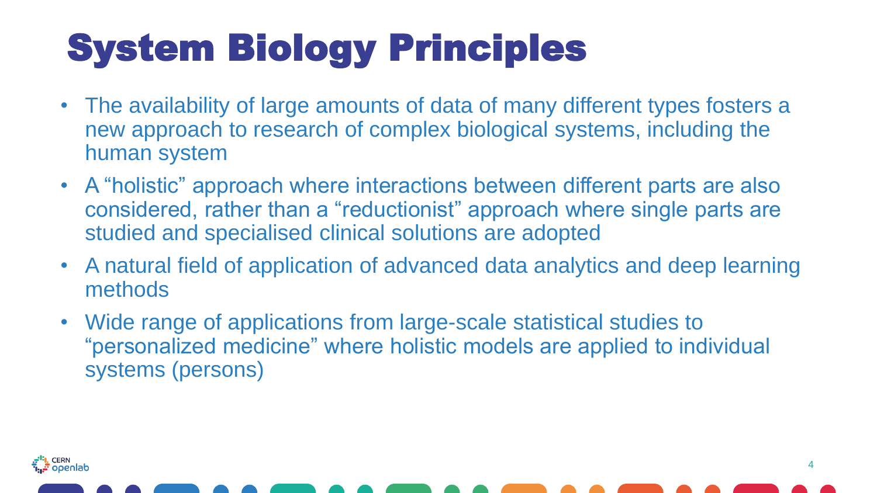# System Biology Principles

- The availability of large amounts of data of many different types fosters a new approach to research of complex biological systems, including the human system
- A "holistic" approach where interactions between different parts are also considered, rather than a "reductionist" approach where single parts are studied and specialised clinical solutions are adopted
- A natural field of application of advanced data analytics and deep learning methods
- Wide range of applications from large-scale statistical studies to "personalized medicine" where holistic models are applied to individual systems (persons)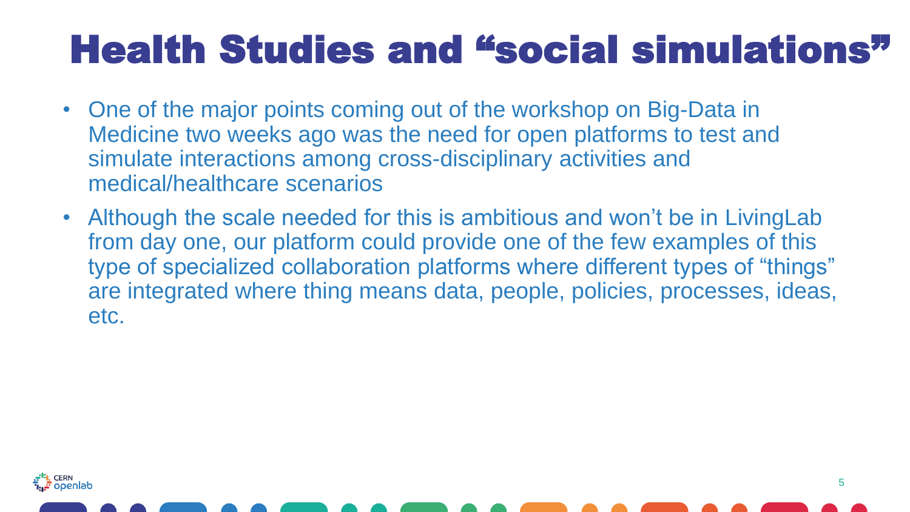# Health Studies and "social simulations"

- One of the major points coming out of the workshop on Big-Data in Medicine two weeks ago was the need for open platforms to test and simulate interactions among cross-disciplinary activities and medical/healthcare scenarios
- Although the scale needed for this is ambitious and won't be in LivingLab from day one, our platform could provide one of the few examples of this type of specialized collaboration platforms where different types of "things" are integrated where thing means data, people, policies, processes, ideas, etc.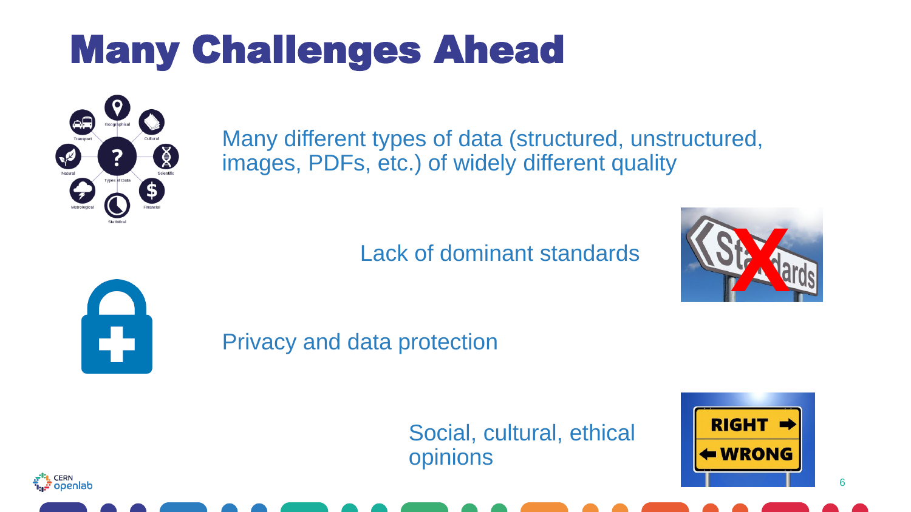# Many Challenges Ahead

Many different types of data (structured, unstructured, images, PDFs, etc.) of widely different quality

Lack of dominant standards

Privacy and data protection

Social, cultural, ethical opinions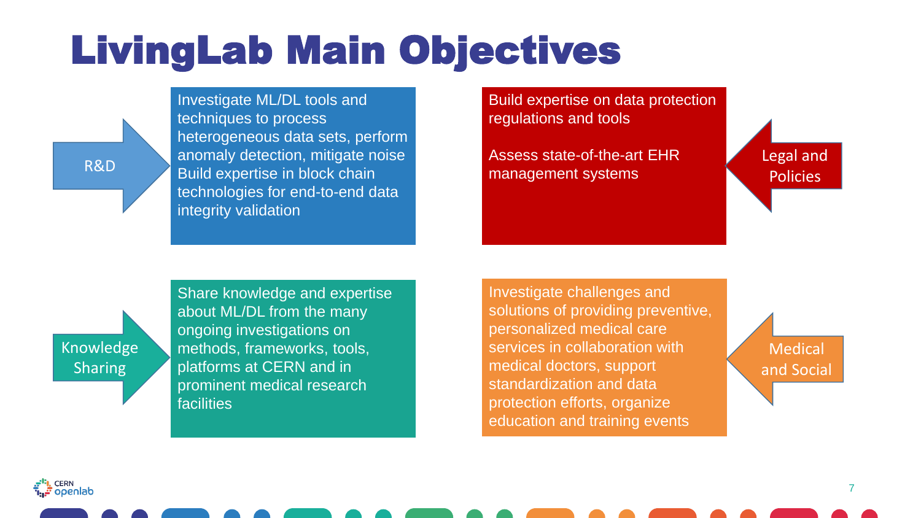# LivingLab Main Objectives

## R&D

Investigate ML/DL tools and techniques to process heterogeneous data sets, perform anomaly detection, mitigate noise

Build expertise in block chain technologies for end-to-end data integrity validation

## Legal and Policies

Build expertise on data protection regulations and tools

Assess state-of-the-art EHR management systems

## Knowledge Sharing

Share knowledge and expertise about ML/DL from the many ongoing investigations on methods, frameworks, tools, platforms at CERN and in prominent medical research facilities

## Medical and Social

Investigate challenges and solutions of providing preventive, personalized medical care services in collaboration with medical doctors, support standardization and data protection efforts, organize education and training events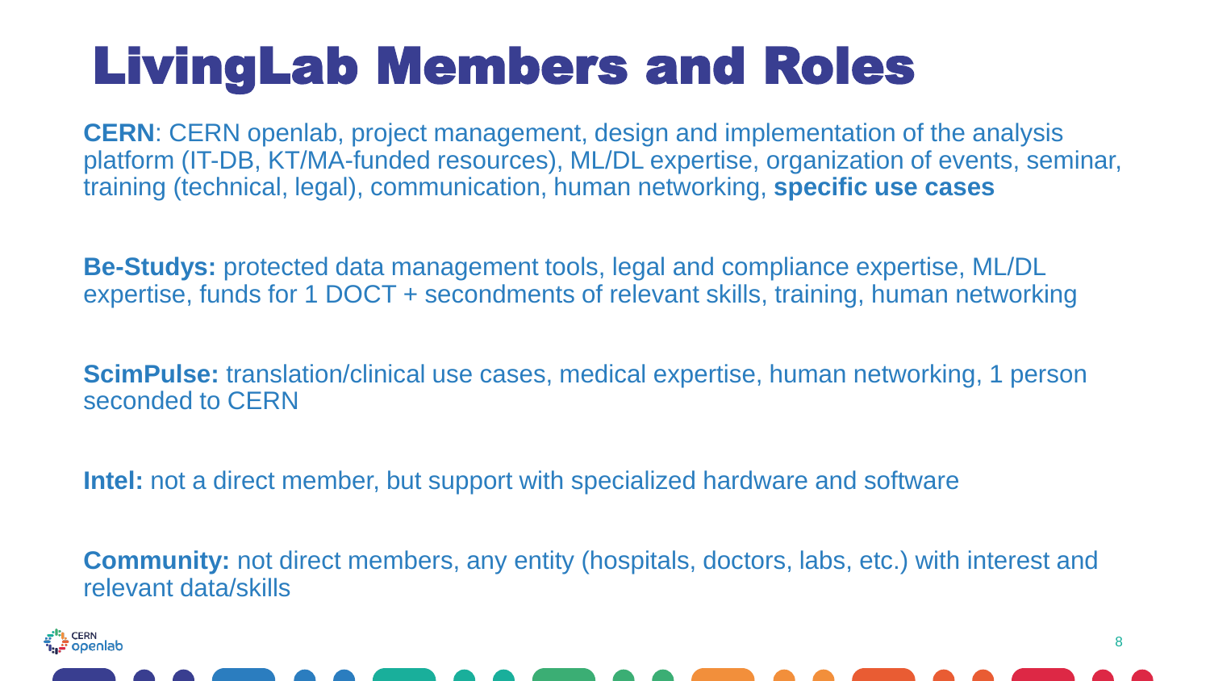# LivingLab Members and Roles

**CERN**: CERN openlab, project management, design and implementation of the analysis platform (IT-DB, KT/MA-funded resources), ML/DL expertise, organization of events, seminar, training (technical, legal), communication, human networking, **specific use cases**

**Be-Studys:** protected data management tools, legal and compliance expertise, ML/DL expertise, funds for 1 DOCT + secondments of relevant skills, training, human networking

**ScimPulse:** translation/clinical use cases, medical expertise, human networking, 1 person seconded to CERN

**Intel:** not a direct member, but support with specialized hardware and software

**Community:** not direct members, any entity (hospitals, doctors, labs, etc.) with interest and relevant data/skills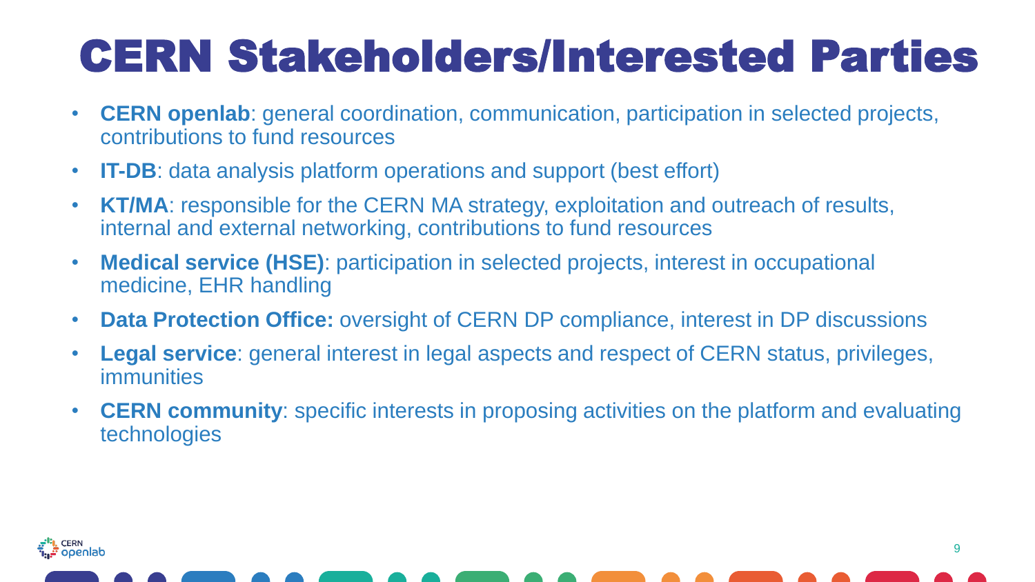# CERN Stakeholders/Interested Parties

- **CERN openlab**: general coordination, communication, participation in selected projects, contributions to fund resources
- **IT-DB**: data analysis platform operations and support (best effort)
- **KT/MA**: responsible for the CERN MA strategy, exploitation and outreach of results, internal and external networking, contributions to fund resources
- **Medical service (HSE)**: participation in selected projects, interest in occupational medicine, EHR handling
- **Data Protection Office:** oversight of CERN DP compliance, interest in DP discussions
- **Legal service**: general interest in legal aspects and respect of CERN status, privileges, immunities
- **CERN community**: specific interests in proposing activities on the platform and evaluating technologies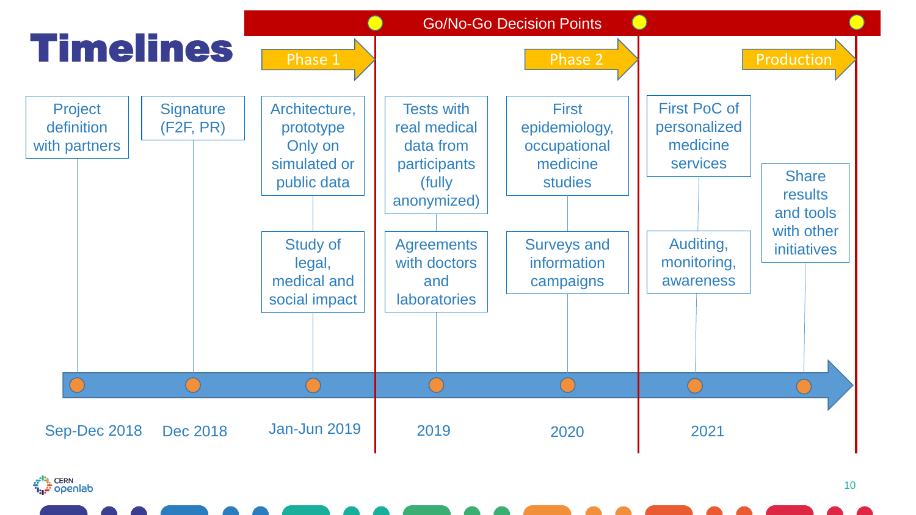# Timelines

**Go/No-Go Decision Points**

**Phase 1** | **Phase 2** | **Production**

| Date | Milestones |
| --- | --- |
| Sep-Dec 2018 | Project definition with partners |
| Dec 2018 | Signature (F2F, PR) |
| Jan-Jun 2019 | Architecture, prototype Only on simulated or public data; Study of legal, medical and social impact |
| 2019 | Tests with real medical data from participants (fully anonymized); Agreements with doctors and laboratories |
| 2020 | First epidemiology, occupational medicine studies; Surveys and information campaigns |
| 2021 | First PoC of personalized medicine services; Auditing, monitoring, awareness |
| | Share results and tools with other initiatives |

CERN openlab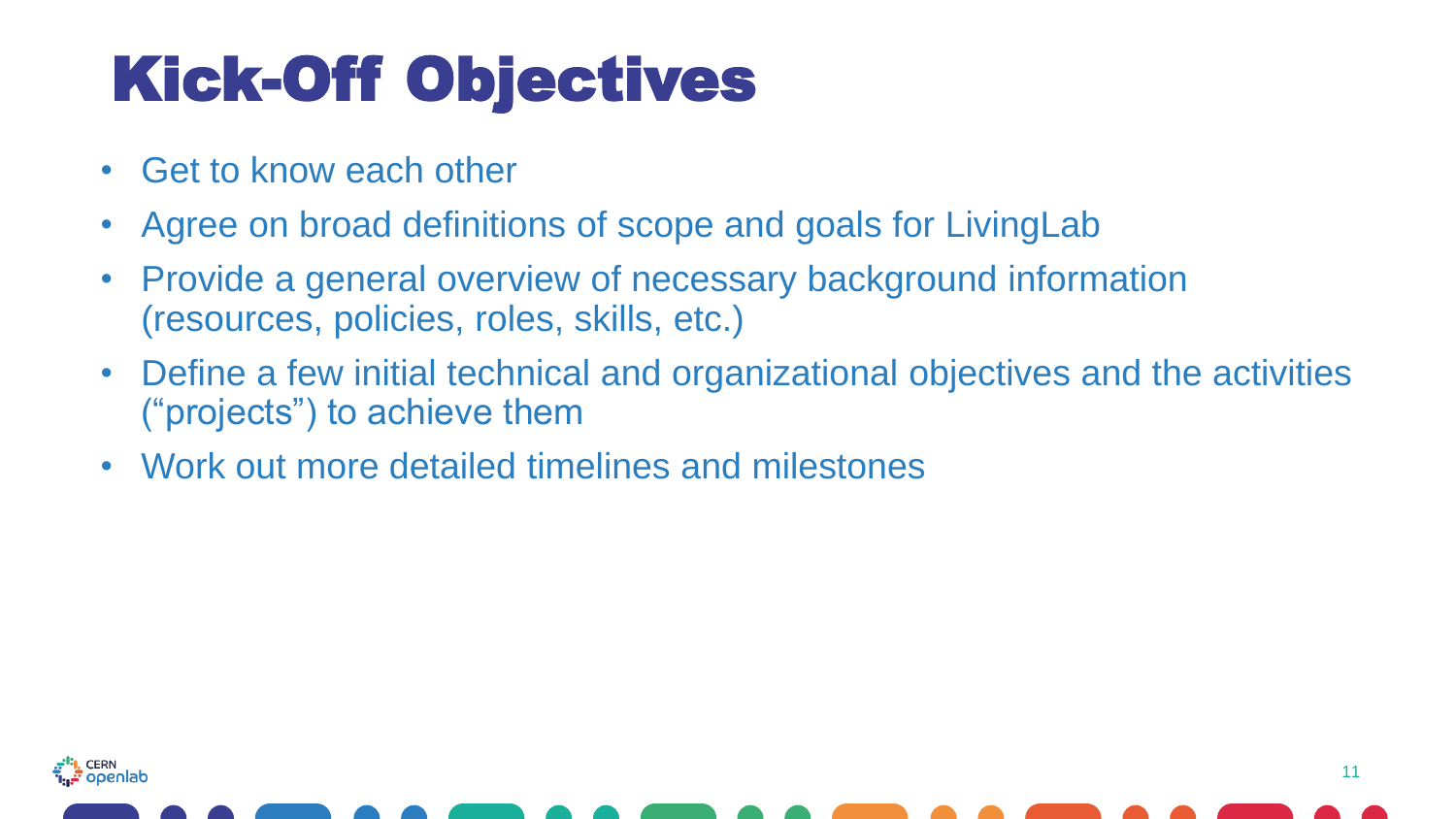# Kick-Off Objectives

- Get to know each other
- Agree on broad definitions of scope and goals for LivingLab
- Provide a general overview of necessary background information (resources, policies, roles, skills, etc.)
- Define a few initial technical and organizational objectives and the activities ("projects") to achieve them
- Work out more detailed timelines and milestones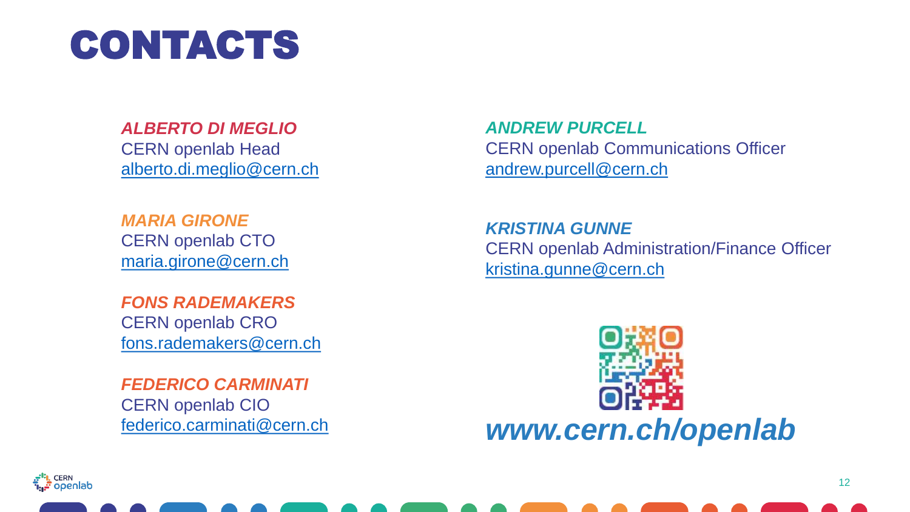# CONTACTS

***ALBERTO DI MEGLIO***
CERN openlab Head
alberto.di.meglio@cern.ch

***MARIA GIRONE***
CERN openlab CTO
maria.girone@cern.ch

***FONS RADEMAKERS***
CERN openlab CRO
fons.rademakers@cern.ch

***FEDERICO CARMINATI***
CERN openlab CIO
federico.carminati@cern.ch

***ANDREW PURCELL***
CERN openlab Communications Officer
andrew.purcell@cern.ch

***KRISTINA GUNNE***
CERN openlab Administration/Finance Officer
kristina.gunne@cern.ch

***www.cern.ch/openlab***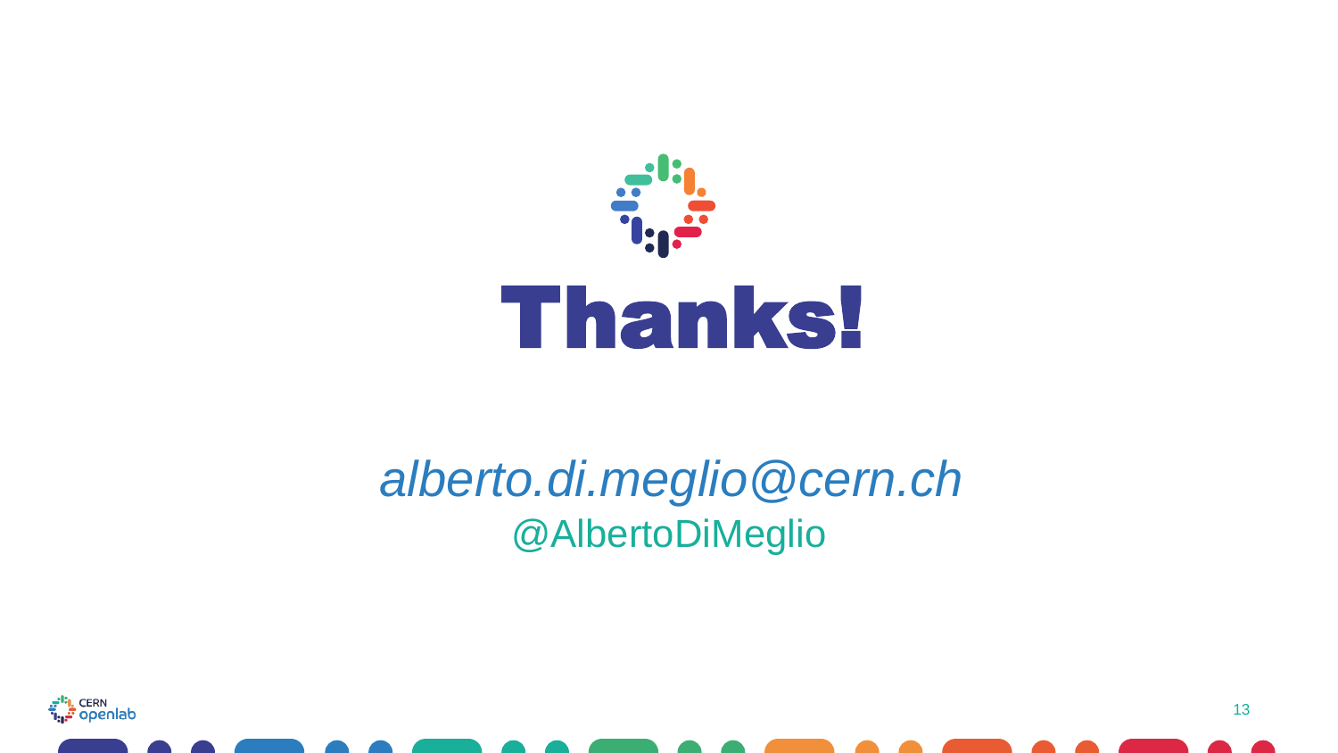# Thanks!

*alberto.di.meglio@cern.ch*

@AlbertoDiMeglio